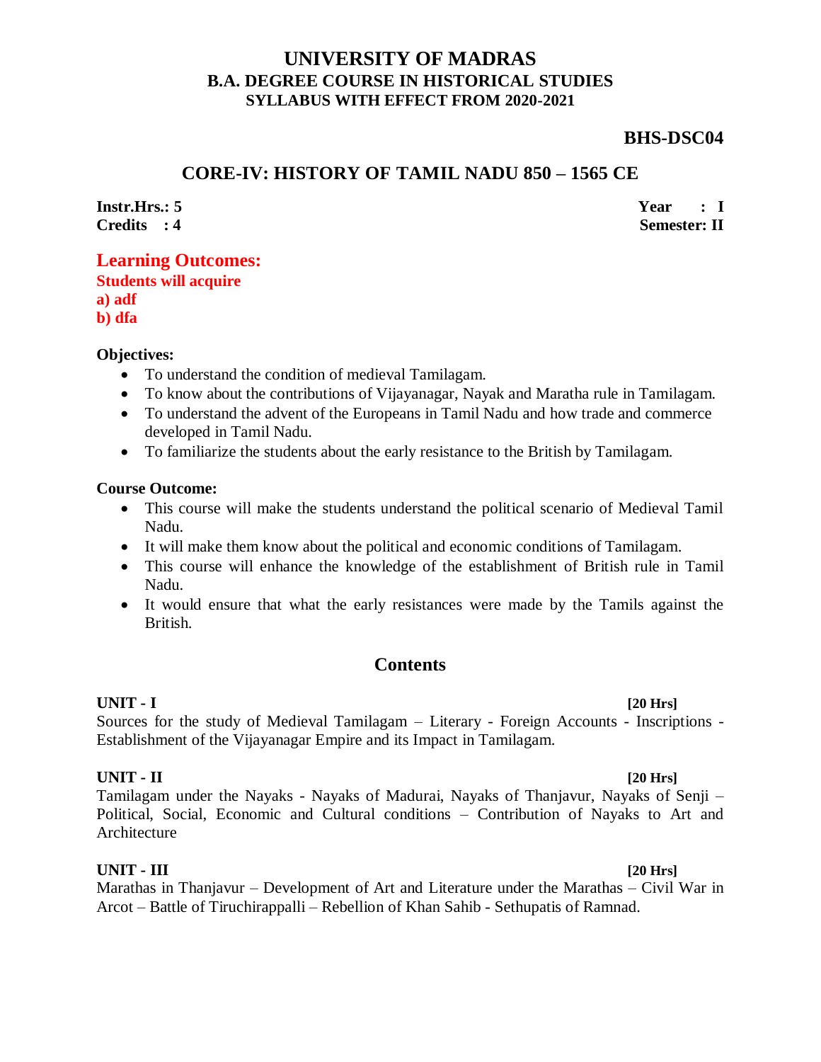# UNIVERSITY OF MADRAS
## B.A. DEGREE COURSE IN HISTORICAL STUDIES
### SYLLABUS WITH EFFECT FROM 2020-2021

**BHS-DSC04**

## CORE-IV: HISTORY OF TAMIL NADU 850 – 1565 CE

**Instr.Hrs.: 5** | **Year : I**
**Credits : 4** | **Semester: II**

### Learning Outcomes:

**Students will acquire**
**a) adf**
**b) dfa**

**Objectives:**

- To understand the condition of medieval Tamilagam.
- To know about the contributions of Vijayanagar, Nayak and Maratha rule in Tamilagam.
- To understand the advent of the Europeans in Tamil Nadu and how trade and commerce developed in Tamil Nadu.
- To familiarize the students about the early resistance to the British by Tamilagam.

**Course Outcome:**

- This course will make the students understand the political scenario of Medieval Tamil Nadu.
- It will make them know about the political and economic conditions of Tamilagam.
- This course will enhance the knowledge of the establishment of British rule in Tamil Nadu.
- It would ensure that what the early resistances were made by the Tamils against the British.

## Contents

**UNIT - I** **[20 Hrs]**
Sources for the study of Medieval Tamilagam – Literary - Foreign Accounts - Inscriptions - Establishment of the Vijayanagar Empire and its Impact in Tamilagam.

**UNIT - II** **[20 Hrs]**
Tamilagam under the Nayaks - Nayaks of Madurai, Nayaks of Thanjavur, Nayaks of Senji – Political, Social, Economic and Cultural conditions – Contribution of Nayaks to Art and Architecture

**UNIT - III** **[20 Hrs]**
Marathas in Thanjavur – Development of Art and Literature under the Marathas – Civil War in Arcot – Battle of Tiruchirappalli – Rebellion of Khan Sahib - Sethupatis of Ramnad.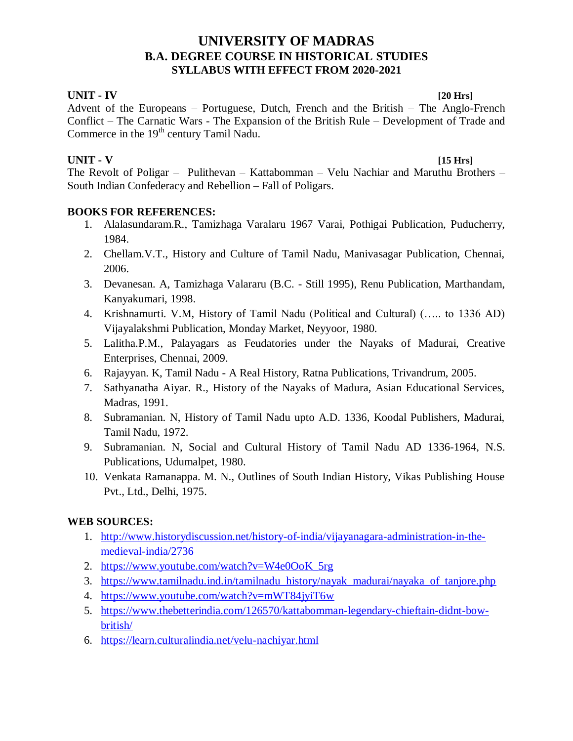# UNIVERSITY OF MADRAS
## B.A. DEGREE COURSE IN HISTORICAL STUDIES
### SYLLABUS WITH EFFECT FROM 2020-2021

**UNIT - IV** **[20 Hrs]**

Advent of the Europeans – Portuguese, Dutch, French and the British – The Anglo-French Conflict – The Carnatic Wars - The Expansion of the British Rule – Development of Trade and Commerce in the 19th century Tamil Nadu.

**UNIT - V** **[15 Hrs]**

The Revolt of Poligar – Pulithevan – Kattabomman – Velu Nachiar and Maruthu Brothers – South Indian Confederacy and Rebellion – Fall of Poligars.

**BOOKS FOR REFERENCES:**

1. Alalasundaram.R., Tamizhaga Varalaru 1967 Varai, Pothigai Publication, Puducherry, 1984.
2. Chellam.V.T., History and Culture of Tamil Nadu, Manivasagar Publication, Chennai, 2006.
3. Devanesan. A, Tamizhaga Valararu (B.C. - Still 1995), Renu Publication, Marthandam, Kanyakumari, 1998.
4. Krishnamurti. V.M, History of Tamil Nadu (Political and Cultural) (….. to 1336 AD) Vijayalakshmi Publication, Monday Market, Neyyoor, 1980.
5. Lalitha.P.M., Palayagars as Feudatories under the Nayaks of Madurai, Creative Enterprises, Chennai, 2009.
6. Rajayyan. K, Tamil Nadu - A Real History, Ratna Publications, Trivandrum, 2005.
7. Sathyanatha Aiyar. R., History of the Nayaks of Madura, Asian Educational Services, Madras, 1991.
8. Subramanian. N, History of Tamil Nadu upto A.D. 1336, Koodal Publishers, Madurai, Tamil Nadu, 1972.
9. Subramanian. N, Social and Cultural History of Tamil Nadu AD 1336-1964, N.S. Publications, Udumalpet, 1980.
10. Venkata Ramanappa. M. N., Outlines of South Indian History, Vikas Publishing House Pvt., Ltd., Delhi, 1975.

**WEB SOURCES:**

1. http://www.historydiscussion.net/history-of-india/vijayanagara-administration-in-the-medieval-india/2736
2. https://www.youtube.com/watch?v=W4e0OoK_5rg
3. https://www.tamilnadu.ind.in/tamilnadu_history/nayak_madurai/nayaka_of_tanjore.php
4. https://www.youtube.com/watch?v=mWT84jyiT6w
5. https://www.thebetterindia.com/126570/kattabomman-legendary-chieftain-didnt-bow-british/
6. https://learn.culturalindia.net/velu-nachiyar.html